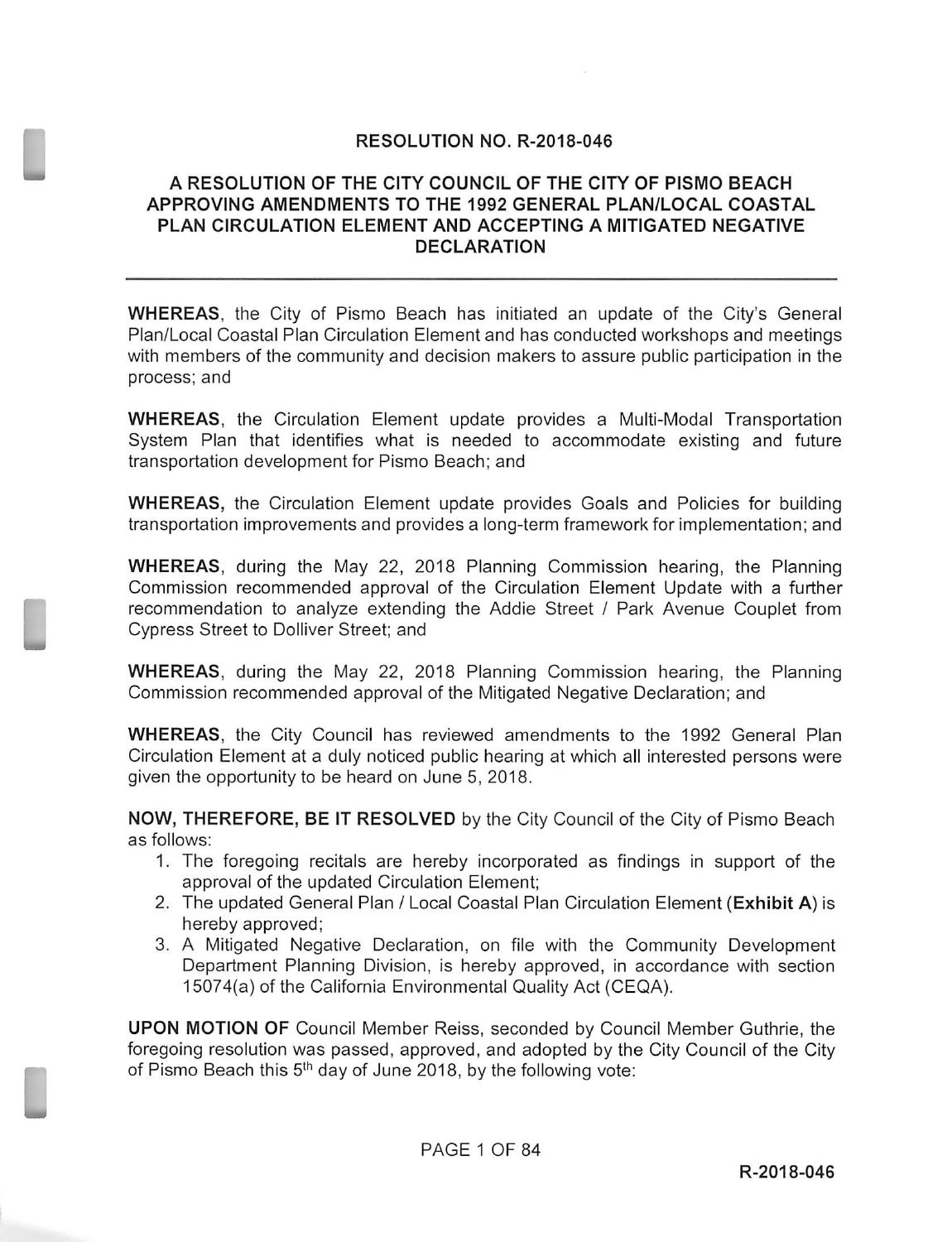# RESOLUTION NO. R-2018-046

## A RESOLUTION OF THE CITY COUNCIL OF THE CITY OF PISMO BEACH APPROVING AMENDMENTS TO THE 1992 GENERAL PLAN/LOCAL COASTAL PLAN CIRCULATION ELEMENT AND ACCEPTING A MITIGATED NEGATIVE DECLARATION

---

**WHEREAS**, the City of Pismo Beach has initiated an update of the City's General Plan/Local Coastal Plan Circulation Element and has conducted workshops and meetings with members of the community and decision makers to assure public participation in the process; and

**WHEREAS**, the Circulation Element update provides a Multi-Modal Transportation System Plan that identifies what is needed to accommodate existing and future transportation development for Pismo Beach; and

**WHEREAS,** the Circulation Element update provides Goals and Policies for building transportation improvements and provides a long-term framework for implementation; and

**WHEREAS**, during the May 22, 2018 Planning Commission hearing, the Planning Commission recommended approval of the Circulation Element Update with a further recommendation to analyze extending the Addie Street / Park Avenue Couplet from Cypress Street to Dolliver Street; and

**WHEREAS**, during the May 22, 2018 Planning Commission hearing, the Planning Commission recommended approval of the Mitigated Negative Declaration; and

**WHEREAS**, the City Council has reviewed amendments to the 1992 General Plan Circulation Element at a duly noticed public hearing at which all interested persons were given the opportunity to be heard on June 5, 2018.

**NOW, THEREFORE, BE IT RESOLVED** by the City Council of the City of Pismo Beach as follows:

1. The foregoing recitals are hereby incorporated as findings in support of the approval of the updated Circulation Element;
2. The updated General Plan / Local Coastal Plan Circulation Element (**Exhibit A**) is hereby approved;
3. A Mitigated Negative Declaration, on file with the Community Development Department Planning Division, is hereby approved, in accordance with section 15074(a) of the California Environmental Quality Act (CEQA).

**UPON MOTION OF** Council Member Reiss, seconded by Council Member Guthrie, the foregoing resolution was passed, approved, and adopted by the City Council of the City of Pismo Beach this 5th day of June 2018, by the following vote: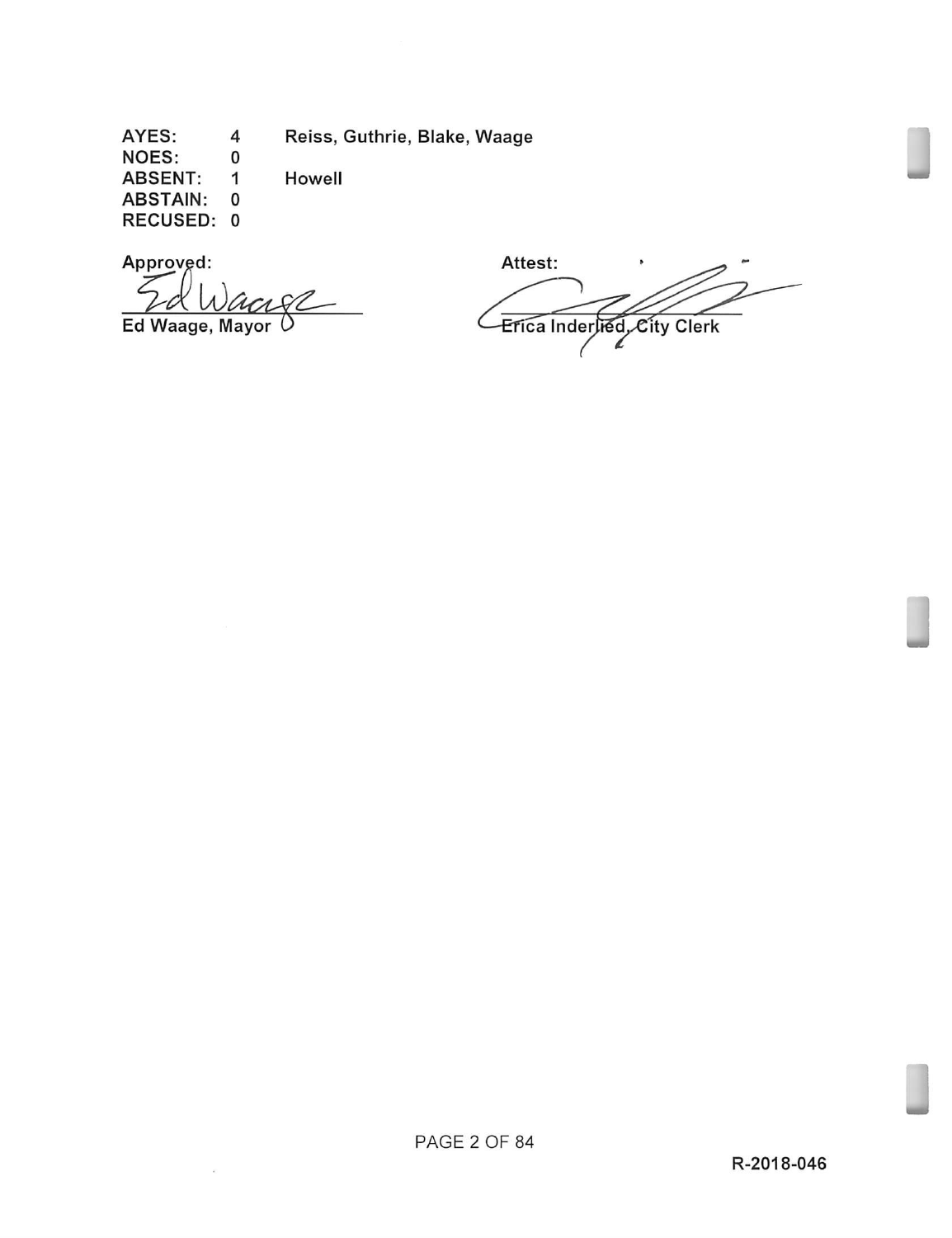| | | |
|---|---|---|
| **AYES:** | **4** | **Reiss, Guthrie, Blake, Waage** |
| **NOES:** | **0** | |
| **ABSENT:** | **1** | **Howell** |
| **ABSTAIN:** | **0** | |
| **RECUSED:** | **0** | |

**Approved:**

**Ed Waage, Mayor**

**Attest:**

**Erica Inderlied, City Clerk**

**R-2018-046**